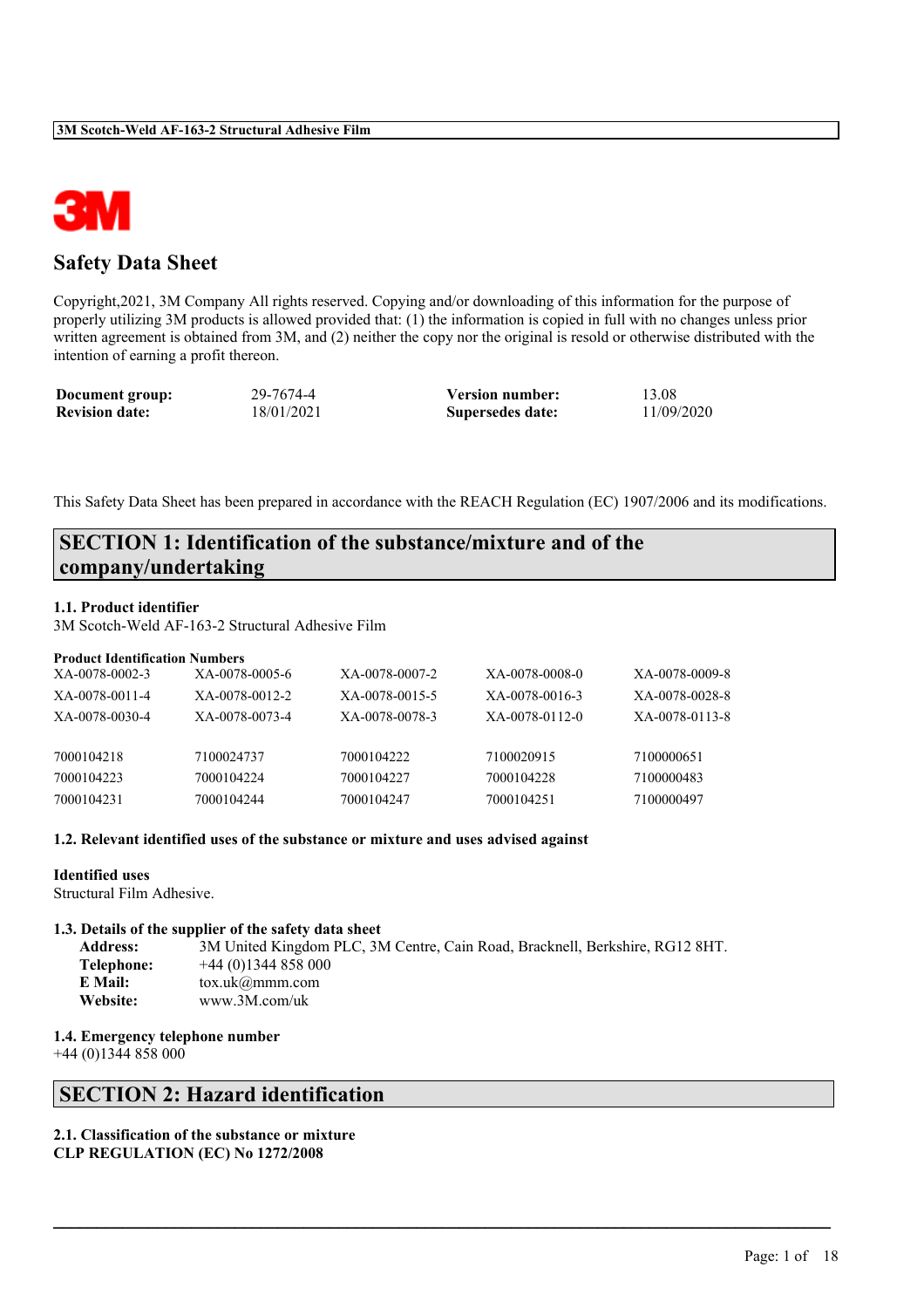# Safety Data Sheet

Copyright,2021, 3M Company All rights reserved. Copying and/or downloading of this information for the purpose of properly utilizing 3M products is allowed provided that: (1) the information is copied in full with no changes unless prior written agreement is obtained from 3M, and (2) neither the copy nor the original is resold or otherwise distributed with the intention of earning a profit thereon.

| | | | |
|---|---|---|---|
| **Document group:** | 29-7674-4 | **Version number:** | 13.08 |
| **Revision date:** | 18/01/2021 | **Supersedes date:** | 11/09/2020 |

This Safety Data Sheet has been prepared in accordance with the REACH Regulation (EC) 1907/2006 and its modifications.

## SECTION 1: Identification of the substance/mixture and of the company/undertaking

### 1.1. Product identifier

3M Scotch-Weld AF-163-2 Structural Adhesive Film

**Product Identification Numbers**

| | | | | |
|---|---|---|---|---|
| XA-0078-0002-3 | XA-0078-0005-6 | XA-0078-0007-2 | XA-0078-0008-0 | XA-0078-0009-8 |
| XA-0078-0011-4 | XA-0078-0012-2 | XA-0078-0015-5 | XA-0078-0016-3 | XA-0078-0028-8 |
| XA-0078-0030-4 | XA-0078-0073-4 | XA-0078-0078-3 | XA-0078-0112-0 | XA-0078-0113-8 |
| 7000104218 | 7100024737 | 7000104222 | 7100020915 | 7100000651 |
| 7000104223 | 7000104224 | 7000104227 | 7000104228 | 7100000483 |
| 7000104231 | 7000104244 | 7000104247 | 7000104251 | 7100000497 |

### 1.2. Relevant identified uses of the substance or mixture and uses advised against

**Identified uses**

Structural Film Adhesive.

### 1.3. Details of the supplier of the safety data sheet

**Address:** 3M United Kingdom PLC, 3M Centre, Cain Road, Bracknell, Berkshire, RG12 8HT.
**Telephone:** +44 (0)1344 858 000
**E Mail:** tox.uk@mmm.com
**Website:** www.3M.com/uk

### 1.4. Emergency telephone number

+44 (0)1344 858 000

## SECTION 2: Hazard identification

### 2.1. Classification of the substance or mixture

**CLP REGULATION (EC) No 1272/2008**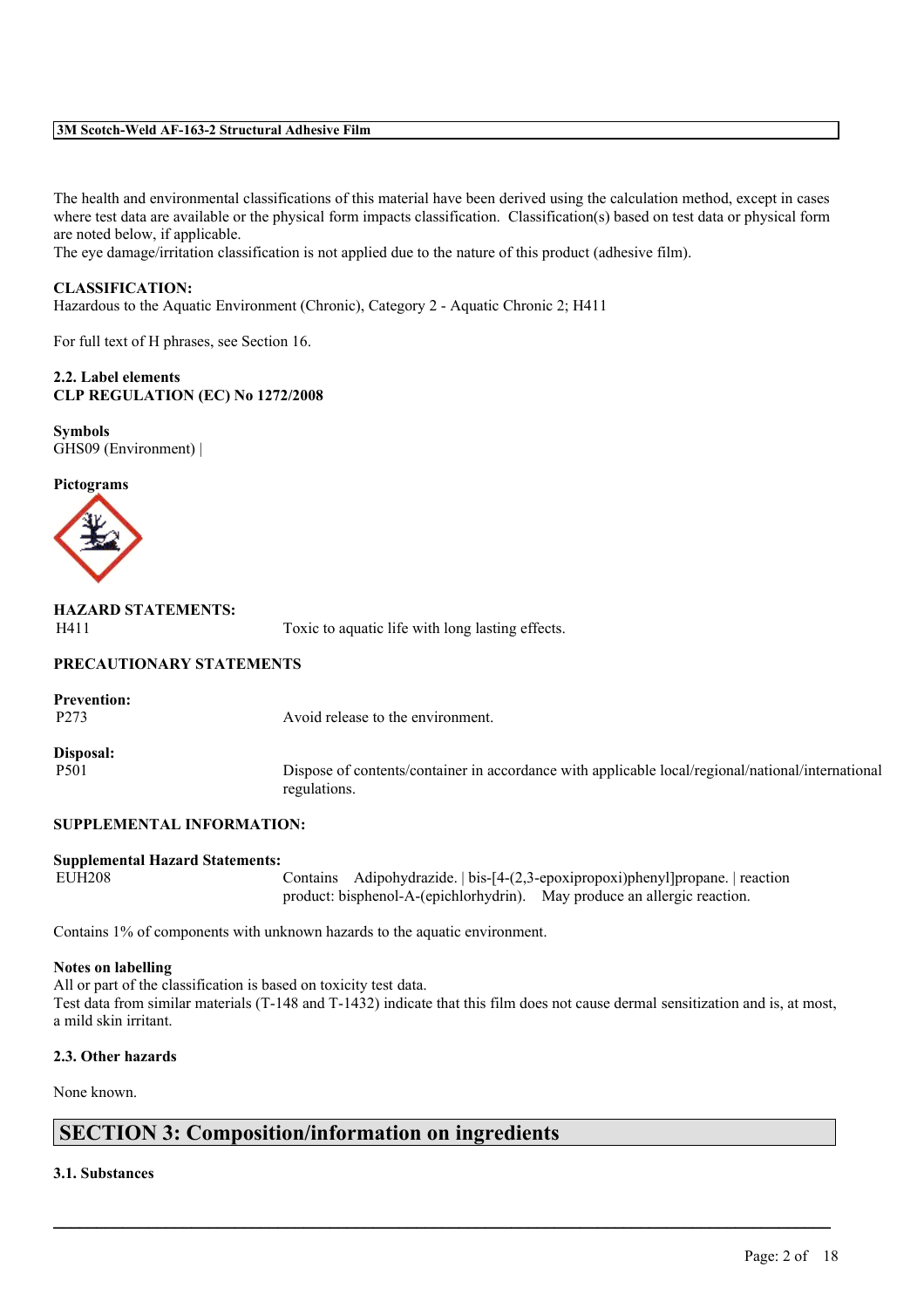The health and environmental classifications of this material have been derived using the calculation method, except in cases where test data are available or the physical form impacts classification. Classification(s) based on test data or physical form are noted below, if applicable.
The eye damage/irritation classification is not applied due to the nature of this product (adhesive film).

**CLASSIFICATION:**
Hazardous to the Aquatic Environment (Chronic), Category 2 - Aquatic Chronic 2; H411

For full text of H phrases, see Section 16.

**2.2. Label elements**
**CLP REGULATION (EC) No 1272/2008**

**Symbols**
GHS09 (Environment) |

**Pictograms**

**HAZARD STATEMENTS:**

| | |
|---|---|
| H411 | Toxic to aquatic life with long lasting effects. |

**PRECAUTIONARY STATEMENTS**

**Prevention:**

| | |
|---|---|
| P273 | Avoid release to the environment. |

**Disposal:**

| | |
|---|---|
| P501 | Dispose of contents/container in accordance with applicable local/regional/national/international regulations. |

**SUPPLEMENTAL INFORMATION:**

**Supplemental Hazard Statements:**

| | |
|---|---|
| EUH208 | Contains Adipohydrazide. \| bis-[4-(2,3-epoxipropoxi)phenyl]propane. \| reaction product: bisphenol-A-(epichlorhydrin). May produce an allergic reaction. |

Contains 1% of components with unknown hazards to the aquatic environment.

**Notes on labelling**
All or part of the classification is based on toxicity test data.
Test data from similar materials (T-148 and T-1432) indicate that this film does not cause dermal sensitization and is, at most, a mild skin irritant.

**2.3. Other hazards**

None known.

## SECTION 3: Composition/information on ingredients

**3.1. Substances**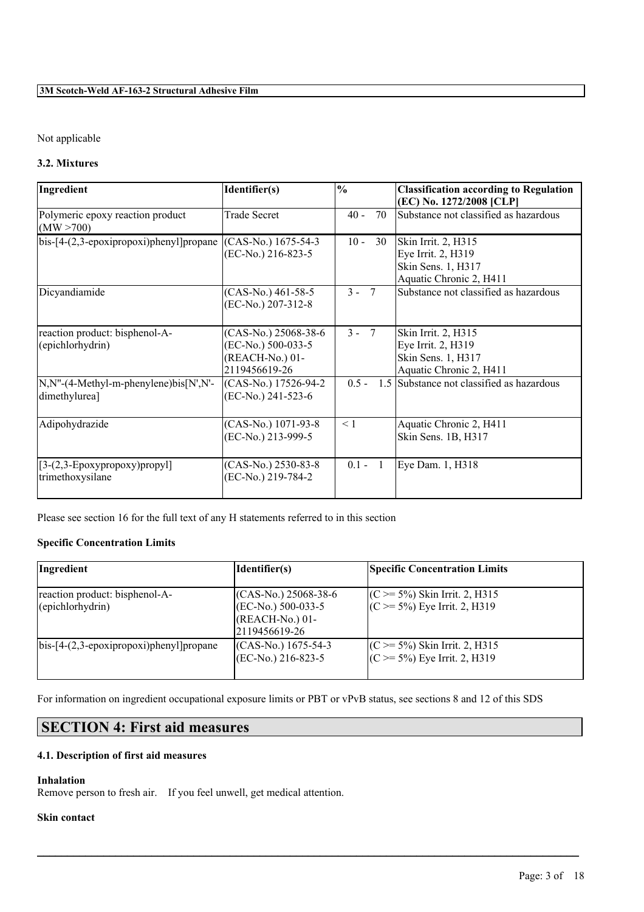Not applicable

### 3.2. Mixtures

| Ingredient | Identifier(s) | % | Classification according to Regulation (EC) No. 1272/2008 [CLP] |
| --- | --- | --- | --- |
| Polymeric epoxy reaction product (MW >700) | Trade Secret | 40 - 70 | Substance not classified as hazardous |
| bis-[4-(2,3-epoxipropoxi)phenyl]propane | (CAS-No.) 1675-54-3<br>(EC-No.) 216-823-5 | 10 - 30 | Skin Irrit. 2, H315<br>Eye Irrit. 2, H319<br>Skin Sens. 1, H317<br>Aquatic Chronic 2, H411 |
| Dicyandiamide | (CAS-No.) 461-58-5<br>(EC-No.) 207-312-8 | 3 - 7 | Substance not classified as hazardous |
| reaction product: bisphenol-A-(epichlorhydrin) | (CAS-No.) 25068-38-6<br>(EC-No.) 500-033-5<br>(REACH-No.) 01-2119456619-26 | 3 - 7 | Skin Irrit. 2, H315<br>Eye Irrit. 2, H319<br>Skin Sens. 1, H317<br>Aquatic Chronic 2, H411 |
| N,N''-(4-Methyl-m-phenylene)bis[N',N'-dimethylurea] | (CAS-No.) 17526-94-2<br>(EC-No.) 241-523-6 | 0.5 - 1.5 | Substance not classified as hazardous |
| Adipohydrazide | (CAS-No.) 1071-93-8<br>(EC-No.) 213-999-5 | < 1 | Aquatic Chronic 2, H411<br>Skin Sens. 1B, H317 |
| [3-(2,3-Epoxypropoxy)propyl] trimethoxysilane | (CAS-No.) 2530-83-8<br>(EC-No.) 219-784-2 | 0.1 - 1 | Eye Dam. 1, H318 |

Please see section 16 for the full text of any H statements referred to in this section

**Specific Concentration Limits**

| Ingredient | Identifier(s) | Specific Concentration Limits |
| --- | --- | --- |
| reaction product: bisphenol-A-(epichlorhydrin) | (CAS-No.) 25068-38-6<br>(EC-No.) 500-033-5<br>(REACH-No.) 01-2119456619-26 | (C >= 5%) Skin Irrit. 2, H315<br>(C >= 5%) Eye Irrit. 2, H319 |
| bis-[4-(2,3-epoxipropoxi)phenyl]propane | (CAS-No.) 1675-54-3<br>(EC-No.) 216-823-5 | (C >= 5%) Skin Irrit. 2, H315<br>(C >= 5%) Eye Irrit. 2, H319 |

For information on ingredient occupational exposure limits or PBT or vPvB status, see sections 8 and 12 of this SDS

## SECTION 4: First aid measures

### 4.1. Description of first aid measures

**Inhalation**

Remove person to fresh air. If you feel unwell, get medical attention.

**Skin contact**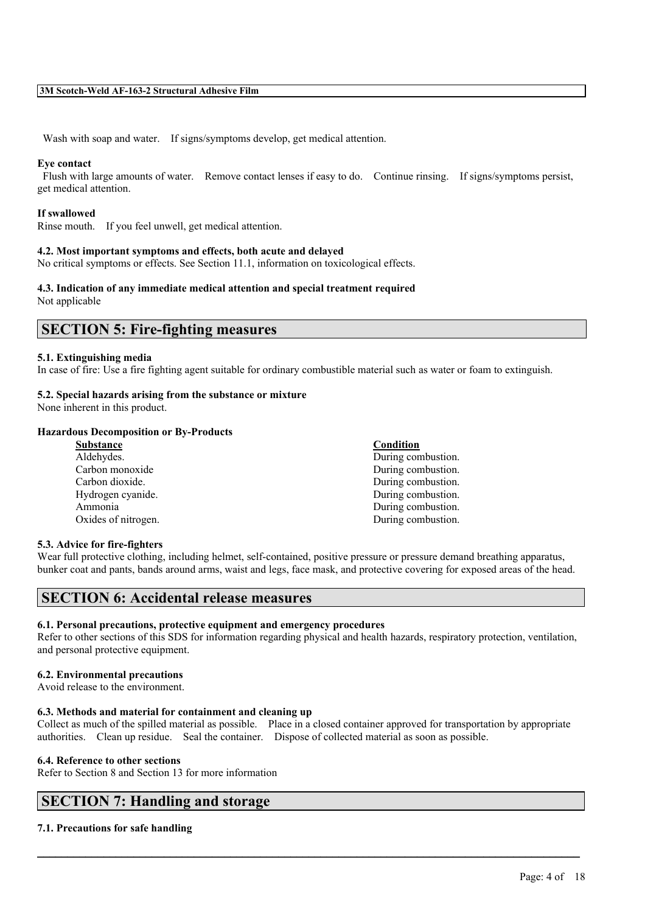Wash with soap and water. If signs/symptoms develop, get medical attention.

**Eye contact**

Flush with large amounts of water. Remove contact lenses if easy to do. Continue rinsing. If signs/symptoms persist, get medical attention.

**If swallowed**

Rinse mouth. If you feel unwell, get medical attention.

**4.2. Most important symptoms and effects, both acute and delayed**

No critical symptoms or effects. See Section 11.1, information on toxicological effects.

**4.3. Indication of any immediate medical attention and special treatment required**

Not applicable

## SECTION 5: Fire-fighting measures

**5.1. Extinguishing media**

In case of fire: Use a fire fighting agent suitable for ordinary combustible material such as water or foam to extinguish.

**5.2. Special hazards arising from the substance or mixture**

None inherent in this product.

**Hazardous Decomposition or By-Products**

| Substance | Condition |
| --- | --- |
| Aldehydes. | During combustion. |
| Carbon monoxide | During combustion. |
| Carbon dioxide. | During combustion. |
| Hydrogen cyanide. | During combustion. |
| Ammonia | During combustion. |
| Oxides of nitrogen. | During combustion. |

**5.3. Advice for fire-fighters**

Wear full protective clothing, including helmet, self-contained, positive pressure or pressure demand breathing apparatus, bunker coat and pants, bands around arms, waist and legs, face mask, and protective covering for exposed areas of the head.

## SECTION 6: Accidental release measures

**6.1. Personal precautions, protective equipment and emergency procedures**

Refer to other sections of this SDS for information regarding physical and health hazards, respiratory protection, ventilation, and personal protective equipment.

**6.2. Environmental precautions**

Avoid release to the environment.

**6.3. Methods and material for containment and cleaning up**

Collect as much of the spilled material as possible. Place in a closed container approved for transportation by appropriate authorities. Clean up residue. Seal the container. Dispose of collected material as soon as possible.

**6.4. Reference to other sections**

Refer to Section 8 and Section 13 for more information

## SECTION 7: Handling and storage

**7.1. Precautions for safe handling**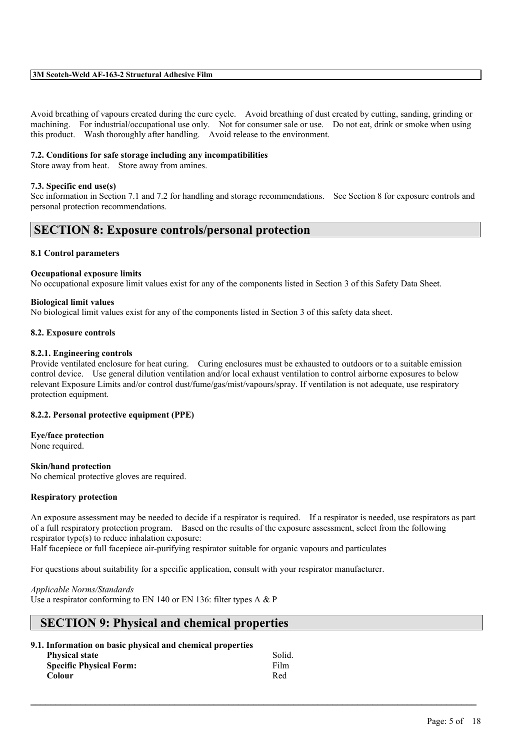Avoid breathing of vapours created during the cure cycle. Avoid breathing of dust created by cutting, sanding, grinding or machining. For industrial/occupational use only. Not for consumer sale or use. Do not eat, drink or smoke when using this product. Wash thoroughly after handling. Avoid release to the environment.

### 7.2. Conditions for safe storage including any incompatibilities

Store away from heat. Store away from amines.

### 7.3. Specific end use(s)

See information in Section 7.1 and 7.2 for handling and storage recommendations. See Section 8 for exposure controls and personal protection recommendations.

## SECTION 8: Exposure controls/personal protection

### 8.1 Control parameters

**Occupational exposure limits**

No occupational exposure limit values exist for any of the components listed in Section 3 of this Safety Data Sheet.

**Biological limit values**

No biological limit values exist for any of the components listed in Section 3 of this safety data sheet.

### 8.2. Exposure controls

#### 8.2.1. Engineering controls

Provide ventilated enclosure for heat curing. Curing enclosures must be exhausted to outdoors or to a suitable emission control device. Use general dilution ventilation and/or local exhaust ventilation to control airborne exposures to below relevant Exposure Limits and/or control dust/fume/gas/mist/vapours/spray. If ventilation is not adequate, use respiratory protection equipment.

#### 8.2.2. Personal protective equipment (PPE)

**Eye/face protection**

None required.

**Skin/hand protection**

No chemical protective gloves are required.

**Respiratory protection**

An exposure assessment may be needed to decide if a respirator is required. If a respirator is needed, use respirators as part of a full respiratory protection program. Based on the results of the exposure assessment, select from the following respirator type(s) to reduce inhalation exposure:
Half facepiece or full facepiece air-purifying respirator suitable for organic vapours and particulates

For questions about suitability for a specific application, consult with your respirator manufacturer.

*Applicable Norms/Standards*
Use a respirator conforming to EN 140 or EN 136: filter types A & P

## SECTION 9: Physical and chemical properties

### 9.1. Information on basic physical and chemical properties

| | |
|---|---|
| **Physical state** | Solid. |
| **Specific Physical Form:** | Film |
| **Colour** | Red |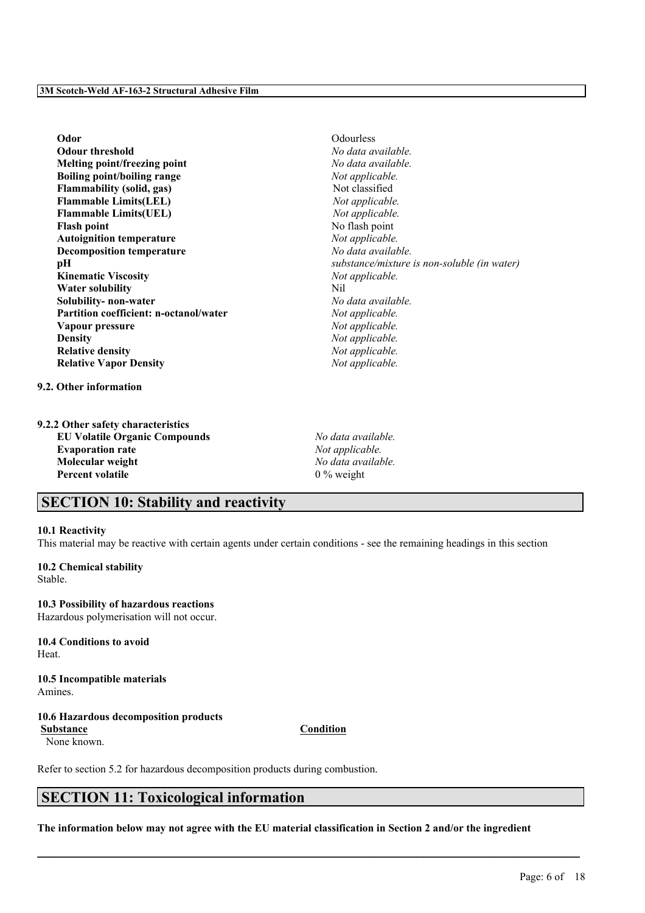| | |
|---|---|
| **Odor** | Odourless |
| **Odour threshold** | *No data available.* |
| **Melting point/freezing point** | *No data available.* |
| **Boiling point/boiling range** | *Not applicable.* |
| **Flammability (solid, gas)** | Not classified |
| **Flammable Limits(LEL)** | *Not applicable.* |
| **Flammable Limits(UEL)** | *Not applicable.* |
| **Flash point** | No flash point |
| **Autoignition temperature** | *Not applicable.* |
| **Decomposition temperature** | *No data available.* |
| **pH** | *substance/mixture is non-soluble (in water)* |
| **Kinematic Viscosity** | *Not applicable.* |
| **Water solubility** | Nil |
| **Solubility- non-water** | *No data available.* |
| **Partition coefficient: n-octanol/water** | *Not applicable.* |
| **Vapour pressure** | *Not applicable.* |
| **Density** | *Not applicable.* |
| **Relative density** | *Not applicable.* |
| **Relative Vapor Density** | *Not applicable.* |

**9.2. Other information**

**9.2.2 Other safety characteristics**

| | |
|---|---|
| **EU Volatile Organic Compounds** | *No data available.* |
| **Evaporation rate** | *Not applicable.* |
| **Molecular weight** | *No data available.* |
| **Percent volatile** | 0 % weight |

## SECTION 10: Stability and reactivity

**10.1 Reactivity**

This material may be reactive with certain agents under certain conditions - see the remaining headings in this section

**10.2 Chemical stability**

Stable.

**10.3 Possibility of hazardous reactions**

Hazardous polymerisation will not occur.

**10.4 Conditions to avoid**

Heat.

**10.5 Incompatible materials**

Amines.

**10.6 Hazardous decomposition products**

| Substance | Condition |
|---|---|
| None known. | |

Refer to section 5.2 for hazardous decomposition products during combustion.

## SECTION 11: Toxicological information

**The information below may not agree with the EU material classification in Section 2 and/or the ingredient**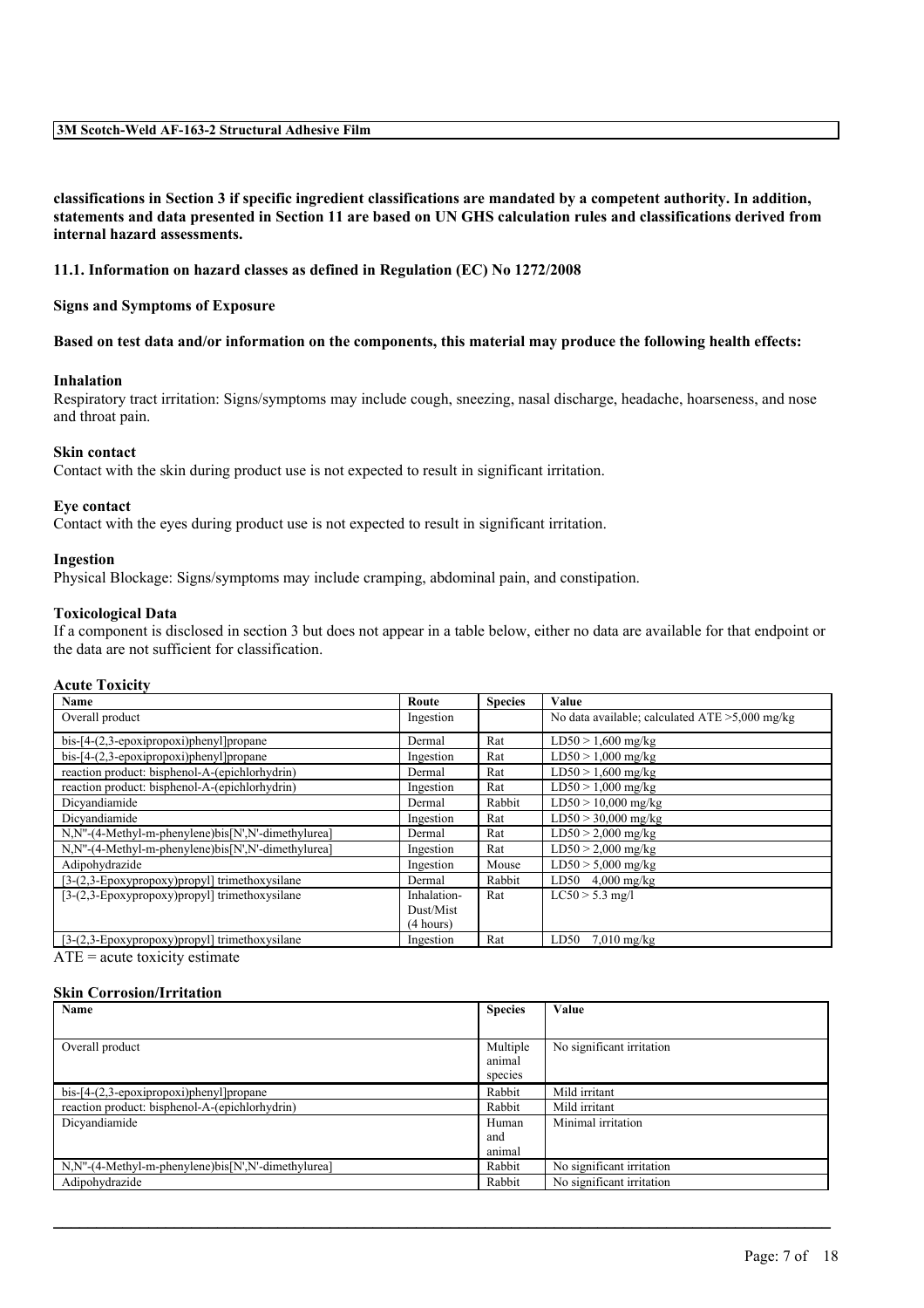**classifications in Section 3 if specific ingredient classifications are mandated by a competent authority. In addition, statements and data presented in Section 11 are based on UN GHS calculation rules and classifications derived from internal hazard assessments.**

### 11.1. Information on hazard classes as defined in Regulation (EC) No 1272/2008

**Signs and Symptoms of Exposure**

**Based on test data and/or information on the components, this material may produce the following health effects:**

**Inhalation**

Respiratory tract irritation: Signs/symptoms may include cough, sneezing, nasal discharge, headache, hoarseness, and nose and throat pain.

**Skin contact**

Contact with the skin during product use is not expected to result in significant irritation.

**Eye contact**

Contact with the eyes during product use is not expected to result in significant irritation.

**Ingestion**

Physical Blockage: Signs/symptoms may include cramping, abdominal pain, and constipation.

**Toxicological Data**

If a component is disclosed in section 3 but does not appear in a table below, either no data are available for that endpoint or the data are not sufficient for classification.

**Acute Toxicity**

| Name | Route | Species | Value |
|---|---|---|---|
| Overall product | Ingestion | | No data available; calculated ATE >5,000 mg/kg |
| bis-[4-(2,3-epoxipropoxi)phenyl]propane | Dermal | Rat | LD50 > 1,600 mg/kg |
| bis-[4-(2,3-epoxipropoxi)phenyl]propane | Ingestion | Rat | LD50 > 1,000 mg/kg |
| reaction product: bisphenol-A-(epichlorhydrin) | Dermal | Rat | LD50 > 1,600 mg/kg |
| reaction product: bisphenol-A-(epichlorhydrin) | Ingestion | Rat | LD50 > 1,000 mg/kg |
| Dicyandiamide | Dermal | Rabbit | LD50 > 10,000 mg/kg |
| Dicyandiamide | Ingestion | Rat | LD50 > 30,000 mg/kg |
| N,N''-(4-Methyl-m-phenylene)bis[N',N'-dimethylurea] | Dermal | Rat | LD50 > 2,000 mg/kg |
| N,N''-(4-Methyl-m-phenylene)bis[N',N'-dimethylurea] | Ingestion | Rat | LD50 > 2,000 mg/kg |
| Adipohydrazide | Ingestion | Mouse | LD50 > 5,000 mg/kg |
| [3-(2,3-Epoxypropoxy)propyl] trimethoxysilane | Dermal | Rabbit | LD50 4,000 mg/kg |
| [3-(2,3-Epoxypropoxy)propyl] trimethoxysilane | Inhalation-Dust/Mist (4 hours) | Rat | LC50 > 5.3 mg/l |
| [3-(2,3-Epoxypropoxy)propyl] trimethoxysilane | Ingestion | Rat | LD50 7,010 mg/kg |

ATE = acute toxicity estimate

**Skin Corrosion/Irritation**

| Name | Species | Value |
|---|---|---|
| Overall product | Multiple animal species | No significant irritation |
| bis-[4-(2,3-epoxipropoxi)phenyl]propane | Rabbit | Mild irritant |
| reaction product: bisphenol-A-(epichlorhydrin) | Rabbit | Mild irritant |
| Dicyandiamide | Human and animal | Minimal irritation |
| N,N''-(4-Methyl-m-phenylene)bis[N',N'-dimethylurea] | Rabbit | No significant irritation |
| Adipohydrazide | Rabbit | No significant irritation |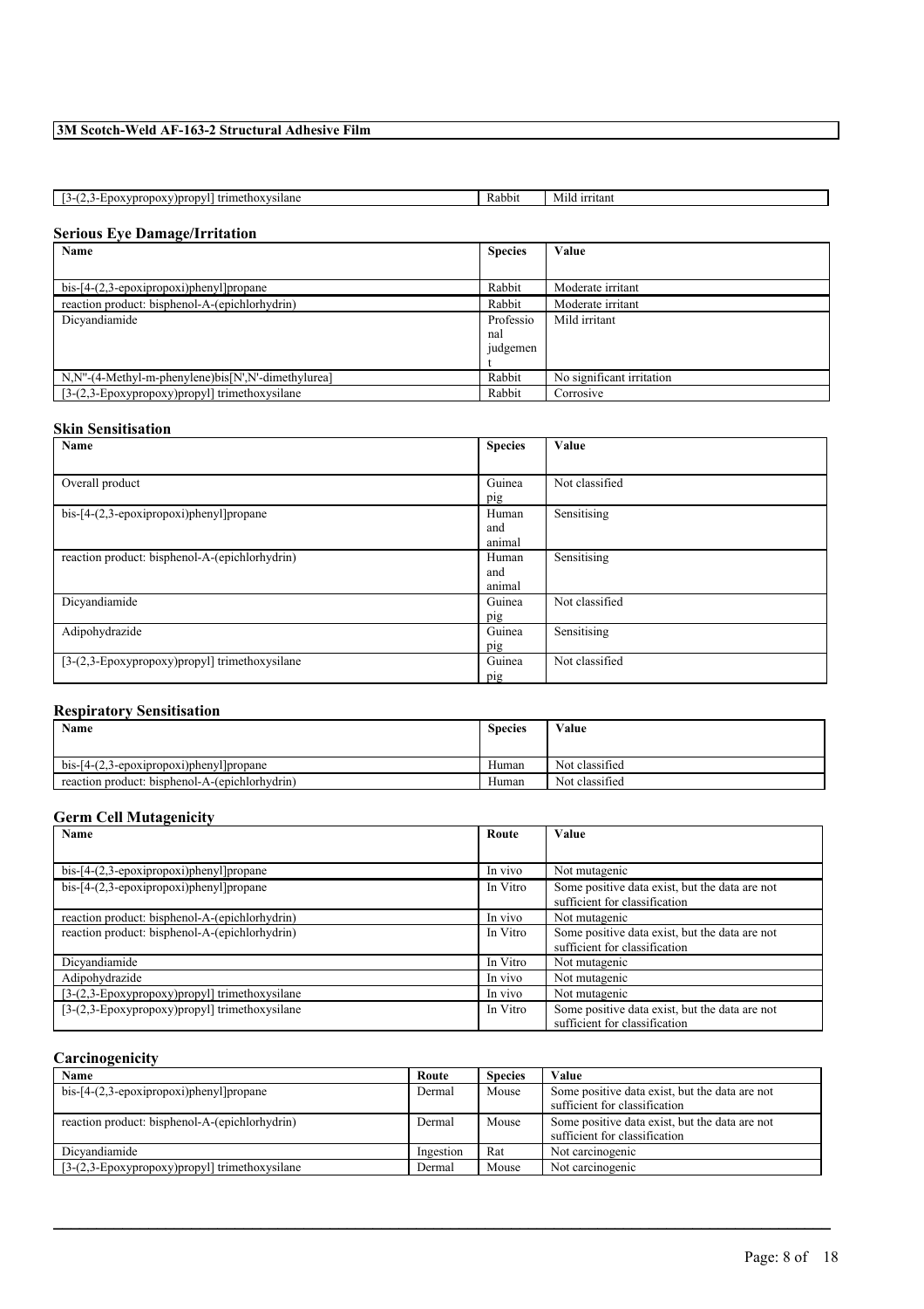| [3-(2,3-Epoxypropoxy)propyl] trimethoxysilane | Rabbit | Mild irritant |
|---|---|---|

## Serious Eye Damage/Irritation

| Name | Species | Value |
|---|---|---|
| bis-[4-(2,3-epoxipropoxi)phenyl]propane | Rabbit | Moderate irritant |
| reaction product: bisphenol-A-(epichlorhydrin) | Rabbit | Moderate irritant |
| Dicyandiamide | Professional judgement | Mild irritant |
| N,N''-(4-Methyl-m-phenylene)bis[N',N'-dimethylurea] | Rabbit | No significant irritation |
| [3-(2,3-Epoxypropoxy)propyl] trimethoxysilane | Rabbit | Corrosive |

## Skin Sensitisation

| Name | Species | Value |
|---|---|---|
| Overall product | Guinea pig | Not classified |
| bis-[4-(2,3-epoxipropoxi)phenyl]propane | Human and animal | Sensitising |
| reaction product: bisphenol-A-(epichlorhydrin) | Human and animal | Sensitising |
| Dicyandiamide | Guinea pig | Not classified |
| Adipohydrazide | Guinea pig | Sensitising |
| [3-(2,3-Epoxypropoxy)propyl] trimethoxysilane | Guinea pig | Not classified |

## Respiratory Sensitisation

| Name | Species | Value |
|---|---|---|
| bis-[4-(2,3-epoxipropoxi)phenyl]propane | Human | Not classified |
| reaction product: bisphenol-A-(epichlorhydrin) | Human | Not classified |

## Germ Cell Mutagenicity

| Name | Route | Value |
|---|---|---|
| bis-[4-(2,3-epoxipropoxi)phenyl]propane | In vivo | Not mutagenic |
| bis-[4-(2,3-epoxipropoxi)phenyl]propane | In Vitro | Some positive data exist, but the data are not sufficient for classification |
| reaction product: bisphenol-A-(epichlorhydrin) | In vivo | Not mutagenic |
| reaction product: bisphenol-A-(epichlorhydrin) | In Vitro | Some positive data exist, but the data are not sufficient for classification |
| Dicyandiamide | In Vitro | Not mutagenic |
| Adipohydrazide | In vivo | Not mutagenic |
| [3-(2,3-Epoxypropoxy)propyl] trimethoxysilane | In vivo | Not mutagenic |
| [3-(2,3-Epoxypropoxy)propyl] trimethoxysilane | In Vitro | Some positive data exist, but the data are not sufficient for classification |

## Carcinogenicity

| Name | Route | Species | Value |
|---|---|---|---|
| bis-[4-(2,3-epoxipropoxi)phenyl]propane | Dermal | Mouse | Some positive data exist, but the data are not sufficient for classification |
| reaction product: bisphenol-A-(epichlorhydrin) | Dermal | Mouse | Some positive data exist, but the data are not sufficient for classification |
| Dicyandiamide | Ingestion | Rat | Not carcinogenic |
| [3-(2,3-Epoxypropoxy)propyl] trimethoxysilane | Dermal | Mouse | Not carcinogenic |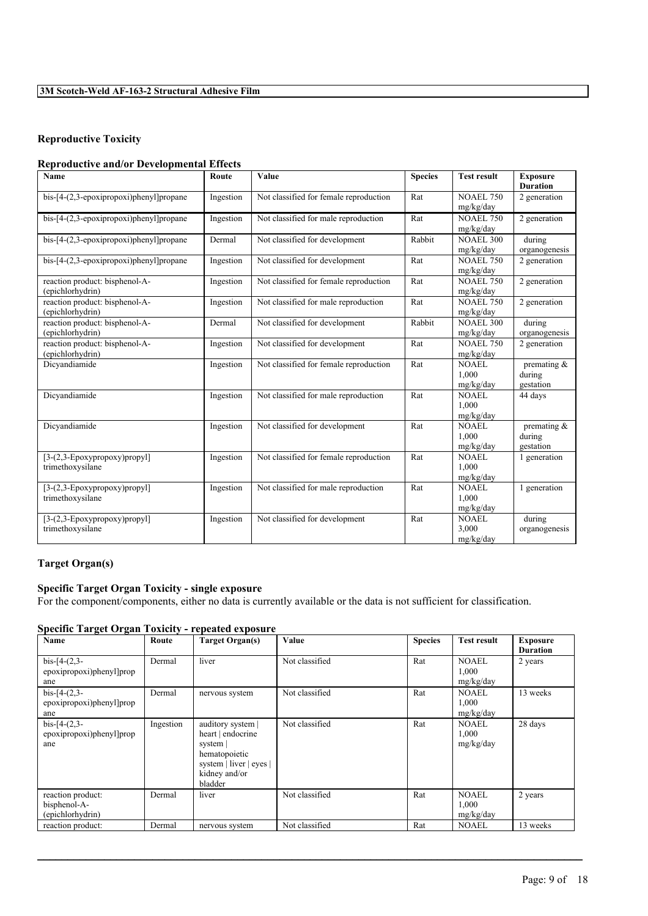## Reproductive Toxicity

### Reproductive and/or Developmental Effects

| Name | Route | Value | Species | Test result | Exposure Duration |
|---|---|---|---|---|---|
| bis-[4-(2,3-epoxipropoxi)phenyl]propane | Ingestion | Not classified for female reproduction | Rat | NOAEL 750 mg/kg/day | 2 generation |
| bis-[4-(2,3-epoxipropoxi)phenyl]propane | Ingestion | Not classified for male reproduction | Rat | NOAEL 750 mg/kg/day | 2 generation |
| bis-[4-(2,3-epoxipropoxi)phenyl]propane | Dermal | Not classified for development | Rabbit | NOAEL 300 mg/kg/day | during organogenesis |
| bis-[4-(2,3-epoxipropoxi)phenyl]propane | Ingestion | Not classified for development | Rat | NOAEL 750 mg/kg/day | 2 generation |
| reaction product: bisphenol-A-(epichlorhydrin) | Ingestion | Not classified for female reproduction | Rat | NOAEL 750 mg/kg/day | 2 generation |
| reaction product: bisphenol-A-(epichlorhydrin) | Ingestion | Not classified for male reproduction | Rat | NOAEL 750 mg/kg/day | 2 generation |
| reaction product: bisphenol-A-(epichlorhydrin) | Dermal | Not classified for development | Rabbit | NOAEL 300 mg/kg/day | during organogenesis |
| reaction product: bisphenol-A-(epichlorhydrin) | Ingestion | Not classified for development | Rat | NOAEL 750 mg/kg/day | 2 generation |
| Dicyandiamide | Ingestion | Not classified for female reproduction | Rat | NOAEL 1,000 mg/kg/day | premating & during gestation |
| Dicyandiamide | Ingestion | Not classified for male reproduction | Rat | NOAEL 1,000 mg/kg/day | 44 days |
| Dicyandiamide | Ingestion | Not classified for development | Rat | NOAEL 1,000 mg/kg/day | premating & during gestation |
| [3-(2,3-Epoxypropoxy)propyl] trimethoxysilane | Ingestion | Not classified for female reproduction | Rat | NOAEL 1,000 mg/kg/day | 1 generation |
| [3-(2,3-Epoxypropoxy)propyl] trimethoxysilane | Ingestion | Not classified for male reproduction | Rat | NOAEL 1,000 mg/kg/day | 1 generation |
| [3-(2,3-Epoxypropoxy)propyl] trimethoxysilane | Ingestion | Not classified for development | Rat | NOAEL 3,000 mg/kg/day | during organogenesis |

## Target Organ(s)

### Specific Target Organ Toxicity - single exposure

For the component/components, either no data is currently available or the data is not sufficient for classification.

### Specific Target Organ Toxicity - repeated exposure

| Name | Route | Target Organ(s) | Value | Species | Test result | Exposure Duration |
|---|---|---|---|---|---|---|
| bis-[4-(2,3-epoxipropoxi)phenyl]propane | Dermal | liver | Not classified | Rat | NOAEL 1,000 mg/kg/day | 2 years |
| bis-[4-(2,3-epoxipropoxi)phenyl]propane | Dermal | nervous system | Not classified | Rat | NOAEL 1,000 mg/kg/day | 13 weeks |
| bis-[4-(2,3-epoxipropoxi)phenyl]propane | Ingestion | auditory system \| heart \| endocrine system \| hematopoietic system \| liver \| eyes \| kidney and/or bladder | Not classified | Rat | NOAEL 1,000 mg/kg/day | 28 days |
| reaction product: bisphenol-A-(epichlorhydrin) | Dermal | liver | Not classified | Rat | NOAEL 1,000 mg/kg/day | 2 years |
| reaction product: | Dermal | nervous system | Not classified | Rat | NOAEL | 13 weeks |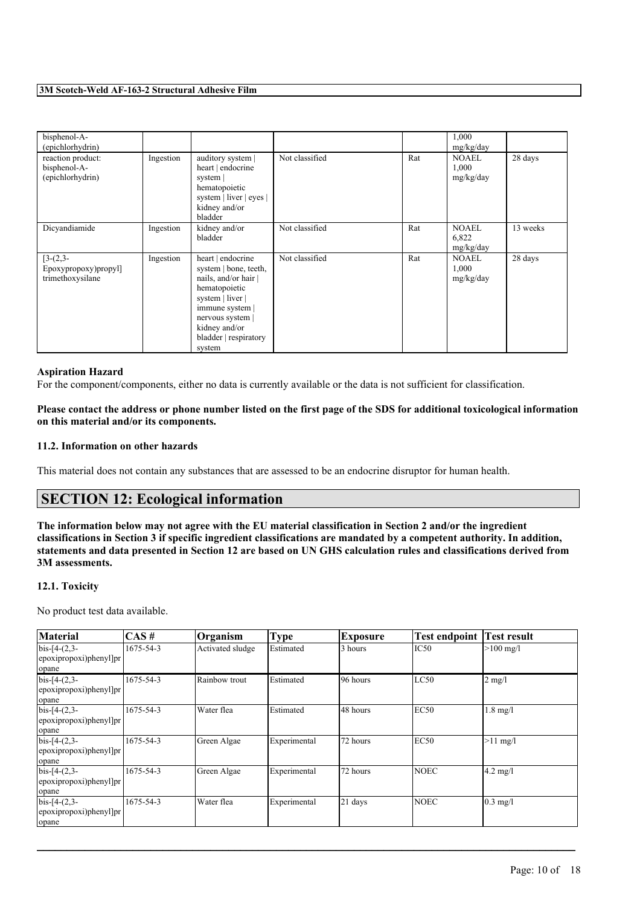| | | | | | | |
|---|---|---|---|---|---|---|
| bisphenol-A-(epichlorhydrin) | | | | | 1,000 mg/kg/day | |
| reaction product: bisphenol-A-(epichlorhydrin) | Ingestion | auditory system \| heart \| endocrine system \| hematopoietic system \| liver \| eyes \| kidney and/or bladder | Not classified | Rat | NOAEL 1,000 mg/kg/day | 28 days |
| Dicyandiamide | Ingestion | kidney and/or bladder | Not classified | Rat | NOAEL 6,822 mg/kg/day | 13 weeks |
| [3-(2,3-Epoxypropoxy)propyl] trimethoxysilane | Ingestion | heart \| endocrine system \| bone, teeth, nails, and/or hair \| hematopoietic system \| liver \| immune system \| nervous system \| kidney and/or bladder \| respiratory system | Not classified | Rat | NOAEL 1,000 mg/kg/day | 28 days |

### Aspiration Hazard

For the component/components, either no data is currently available or the data is not sufficient for classification.

**Please contact the address or phone number listed on the first page of the SDS for additional toxicological information on this material and/or its components.**

### 11.2. Information on other hazards

This material does not contain any substances that are assessed to be an endocrine disruptor for human health.

## SECTION 12: Ecological information

**The information below may not agree with the EU material classification in Section 2 and/or the ingredient classifications in Section 3 if specific ingredient classifications are mandated by a competent authority. In addition, statements and data presented in Section 12 are based on UN GHS calculation rules and classifications derived from 3M assessments.**

### 12.1. Toxicity

No product test data available.

| Material | CAS # | Organism | Type | Exposure | Test endpoint | Test result |
|---|---|---|---|---|---|---|
| bis-[4-(2,3-epoxipropoxi)phenyl]propane | 1675-54-3 | Activated sludge | Estimated | 3 hours | IC50 | >100 mg/l |
| bis-[4-(2,3-epoxipropoxi)phenyl]propane | 1675-54-3 | Rainbow trout | Estimated | 96 hours | LC50 | 2 mg/l |
| bis-[4-(2,3-epoxipropoxi)phenyl]propane | 1675-54-3 | Water flea | Estimated | 48 hours | EC50 | 1.8 mg/l |
| bis-[4-(2,3-epoxipropoxi)phenyl]propane | 1675-54-3 | Green Algae | Experimental | 72 hours | EC50 | >11 mg/l |
| bis-[4-(2,3-epoxipropoxi)phenyl]propane | 1675-54-3 | Green Algae | Experimental | 72 hours | NOEC | 4.2 mg/l |
| bis-[4-(2,3-epoxipropoxi)phenyl]propane | 1675-54-3 | Water flea | Experimental | 21 days | NOEC | 0.3 mg/l |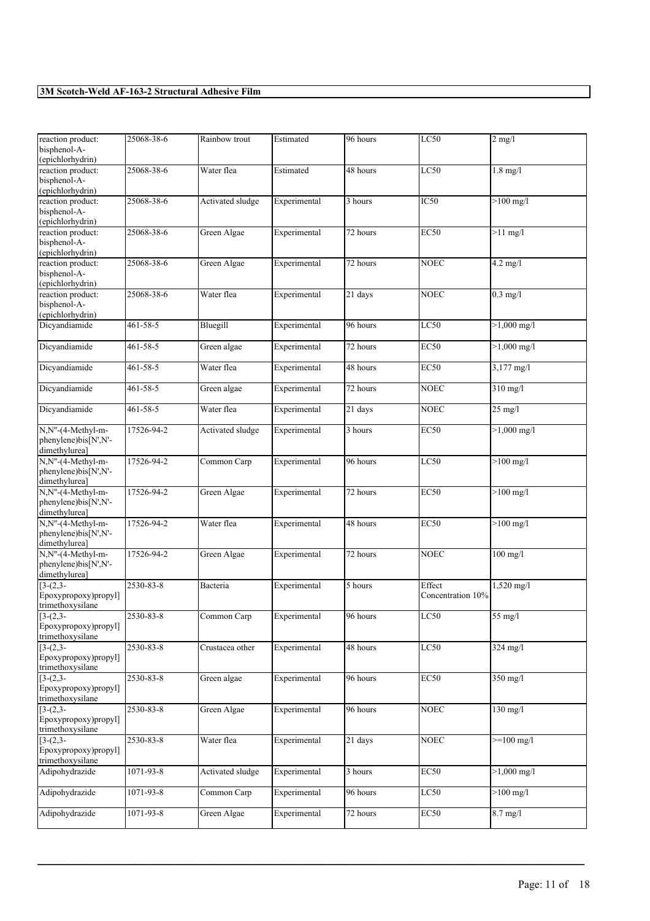| reaction product: bisphenol-A-(epichlorhydrin) | 25068-38-6 | Rainbow trout | Estimated | 96 hours | LC50 | 2 mg/l |
|---|---|---|---|---|---|---|
| reaction product: bisphenol-A-(epichlorhydrin) | 25068-38-6 | Water flea | Estimated | 48 hours | LC50 | 1.8 mg/l |
| reaction product: bisphenol-A-(epichlorhydrin) | 25068-38-6 | Activated sludge | Experimental | 3 hours | IC50 | >100 mg/l |
| reaction product: bisphenol-A-(epichlorhydrin) | 25068-38-6 | Green Algae | Experimental | 72 hours | EC50 | >11 mg/l |
| reaction product: bisphenol-A-(epichlorhydrin) | 25068-38-6 | Green Algae | Experimental | 72 hours | NOEC | 4.2 mg/l |
| reaction product: bisphenol-A-(epichlorhydrin) | 25068-38-6 | Water flea | Experimental | 21 days | NOEC | 0.3 mg/l |
| Dicyandiamide | 461-58-5 | Bluegill | Experimental | 96 hours | LC50 | >1,000 mg/l |
| Dicyandiamide | 461-58-5 | Green algae | Experimental | 72 hours | EC50 | >1,000 mg/l |
| Dicyandiamide | 461-58-5 | Water flea | Experimental | 48 hours | EC50 | 3,177 mg/l |
| Dicyandiamide | 461-58-5 | Green algae | Experimental | 72 hours | NOEC | 310 mg/l |
| Dicyandiamide | 461-58-5 | Water flea | Experimental | 21 days | NOEC | 25 mg/l |
| N,N''-(4-Methyl-m-phenylene)bis[N',N'-dimethylurea] | 17526-94-2 | Activated sludge | Experimental | 3 hours | EC50 | >1,000 mg/l |
| N,N''-(4-Methyl-m-phenylene)bis[N',N'-dimethylurea] | 17526-94-2 | Common Carp | Experimental | 96 hours | LC50 | >100 mg/l |
| N,N''-(4-Methyl-m-phenylene)bis[N',N'-dimethylurea] | 17526-94-2 | Green Algae | Experimental | 72 hours | EC50 | >100 mg/l |
| N,N''-(4-Methyl-m-phenylene)bis[N',N'-dimethylurea] | 17526-94-2 | Water flea | Experimental | 48 hours | EC50 | >100 mg/l |
| N,N''-(4-Methyl-m-phenylene)bis[N',N'-dimethylurea] | 17526-94-2 | Green Algae | Experimental | 72 hours | NOEC | 100 mg/l |
| [3-(2,3-Epoxypropoxy)propyl]trimethoxysilane | 2530-83-8 | Bacteria | Experimental | 5 hours | Effect Concentration 10% | 1,520 mg/l |
| [3-(2,3-Epoxypropoxy)propyl]trimethoxysilane | 2530-83-8 | Common Carp | Experimental | 96 hours | LC50 | 55 mg/l |
| [3-(2,3-Epoxypropoxy)propyl]trimethoxysilane | 2530-83-8 | Crustacea other | Experimental | 48 hours | LC50 | 324 mg/l |
| [3-(2,3-Epoxypropoxy)propyl]trimethoxysilane | 2530-83-8 | Green algae | Experimental | 96 hours | EC50 | 350 mg/l |
| [3-(2,3-Epoxypropoxy)propyl]trimethoxysilane | 2530-83-8 | Green Algae | Experimental | 96 hours | NOEC | 130 mg/l |
| [3-(2,3-Epoxypropoxy)propyl]trimethoxysilane | 2530-83-8 | Water flea | Experimental | 21 days | NOEC | >=100 mg/l |
| Adipohydrazide | 1071-93-8 | Activated sludge | Experimental | 3 hours | EC50 | >1,000 mg/l |
| Adipohydrazide | 1071-93-8 | Common Carp | Experimental | 96 hours | LC50 | >100 mg/l |
| Adipohydrazide | 1071-93-8 | Green Algae | Experimental | 72 hours | EC50 | 8.7 mg/l |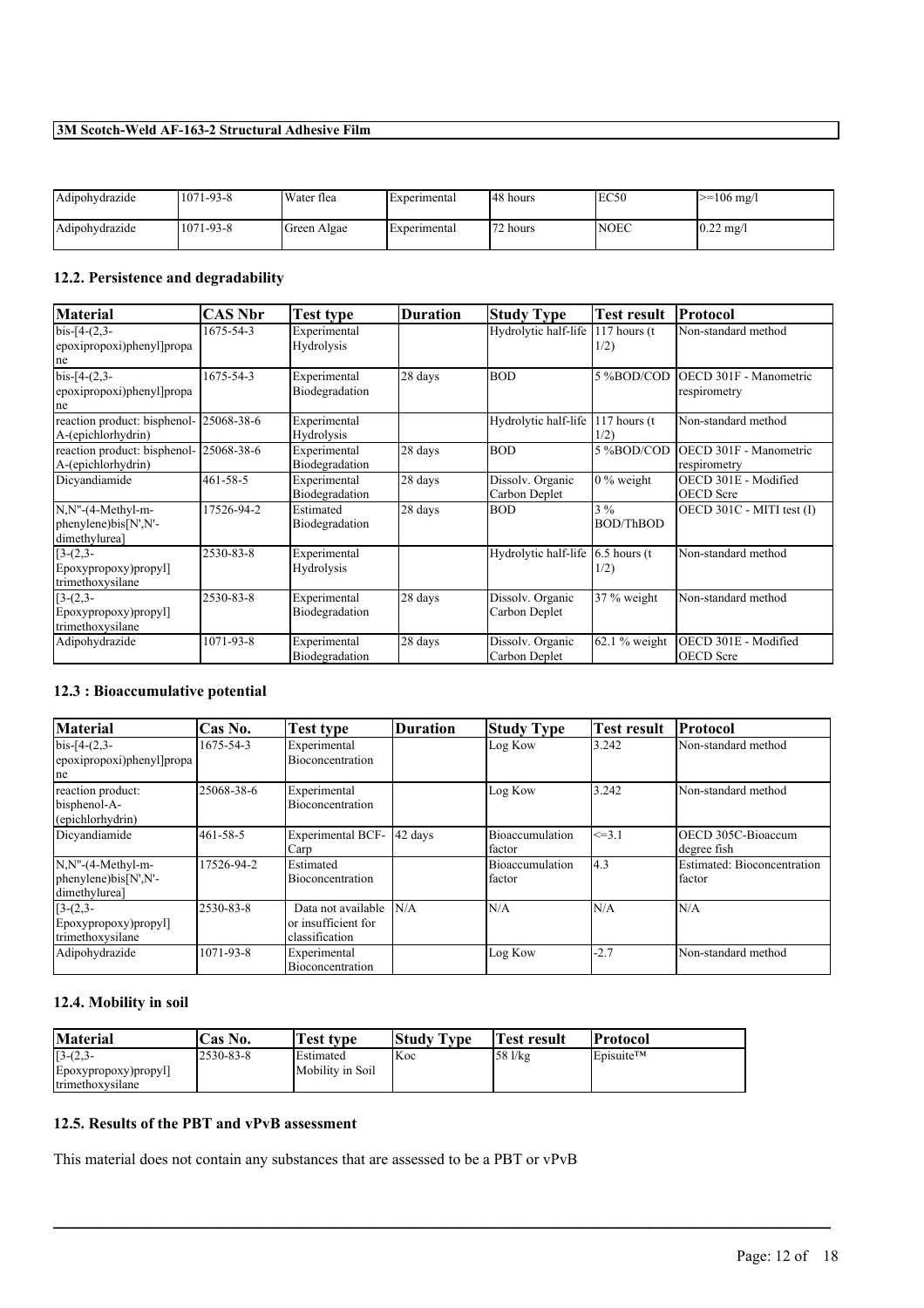| Adipohydrazide | 1071-93-8 | Water flea | Experimental | 48 hours | EC50 | >=106 mg/l |
|---|---|---|---|---|---|---|
| Adipohydrazide | 1071-93-8 | Green Algae | Experimental | 72 hours | NOEC | 0.22 mg/l |

### 12.2. Persistence and degradability

| Material | CAS Nbr | Test type | Duration | Study Type | Test result | Protocol |
|---|---|---|---|---|---|---|
| bis-[4-(2,3-epoxipropoxi)phenyl]propane | 1675-54-3 | Experimental Hydrolysis | | Hydrolytic half-life | 117 hours (t 1/2) | Non-standard method |
| bis-[4-(2,3-epoxipropoxi)phenyl]propane | 1675-54-3 | Experimental Biodegradation | 28 days | BOD | 5 %BOD/COD | OECD 301F - Manometric respirometry |
| reaction product: bisphenol-A-(epichlorhydrin) | 25068-38-6 | Experimental Hydrolysis | | Hydrolytic half-life | 117 hours (t 1/2) | Non-standard method |
| reaction product: bisphenol-A-(epichlorhydrin) | 25068-38-6 | Experimental Biodegradation | 28 days | BOD | 5 %BOD/COD | OECD 301F - Manometric respirometry |
| Dicyandiamide | 461-58-5 | Experimental Biodegradation | 28 days | Dissolv. Organic Carbon Deplet | 0 % weight | OECD 301E - Modified OECD Scre |
| N,N''-(4-Methyl-m-phenylene)bis[N',N'-dimethylurea] | 17526-94-2 | Estimated Biodegradation | 28 days | BOD | 3 % BOD/ThBOD | OECD 301C - MITI test (I) |
| [3-(2,3-Epoxypropoxy)propyl] trimethoxysilane | 2530-83-8 | Experimental Hydrolysis | | Hydrolytic half-life | 6.5 hours (t 1/2) | Non-standard method |
| [3-(2,3-Epoxypropoxy)propyl] trimethoxysilane | 2530-83-8 | Experimental Biodegradation | 28 days | Dissolv. Organic Carbon Deplet | 37 % weight | Non-standard method |
| Adipohydrazide | 1071-93-8 | Experimental Biodegradation | 28 days | Dissolv. Organic Carbon Deplet | 62.1 % weight | OECD 301E - Modified OECD Scre |

### 12.3 : Bioaccumulative potential

| Material | Cas No. | Test type | Duration | Study Type | Test result | Protocol |
|---|---|---|---|---|---|---|
| bis-[4-(2,3-epoxipropoxi)phenyl]propane | 1675-54-3 | Experimental Bioconcentration | | Log Kow | 3.242 | Non-standard method |
| reaction product: bisphenol-A-(epichlorhydrin) | 25068-38-6 | Experimental Bioconcentration | | Log Kow | 3.242 | Non-standard method |
| Dicyandiamide | 461-58-5 | Experimental BCF-Carp | 42 days | Bioaccumulation factor | <=3.1 | OECD 305C-Bioaccum degree fish |
| N,N''-(4-Methyl-m-phenylene)bis[N',N'-dimethylurea] | 17526-94-2 | Estimated Bioconcentration | | Bioaccumulation factor | 4.3 | Estimated: Bioconcentration factor |
| [3-(2,3-Epoxypropoxy)propyl] trimethoxysilane | 2530-83-8 | Data not available or insufficient for classification | N/A | N/A | N/A | N/A |
| Adipohydrazide | 1071-93-8 | Experimental Bioconcentration | | Log Kow | -2.7 | Non-standard method |

### 12.4. Mobility in soil

| Material | Cas No. | Test type | Study Type | Test result | Protocol |
|---|---|---|---|---|---|
| [3-(2,3-Epoxypropoxy)propyl] trimethoxysilane | 2530-83-8 | Estimated Mobility in Soil | Koc | 58 l/kg | Episuite™ |

### 12.5. Results of the PBT and vPvB assessment

This material does not contain any substances that are assessed to be a PBT or vPvB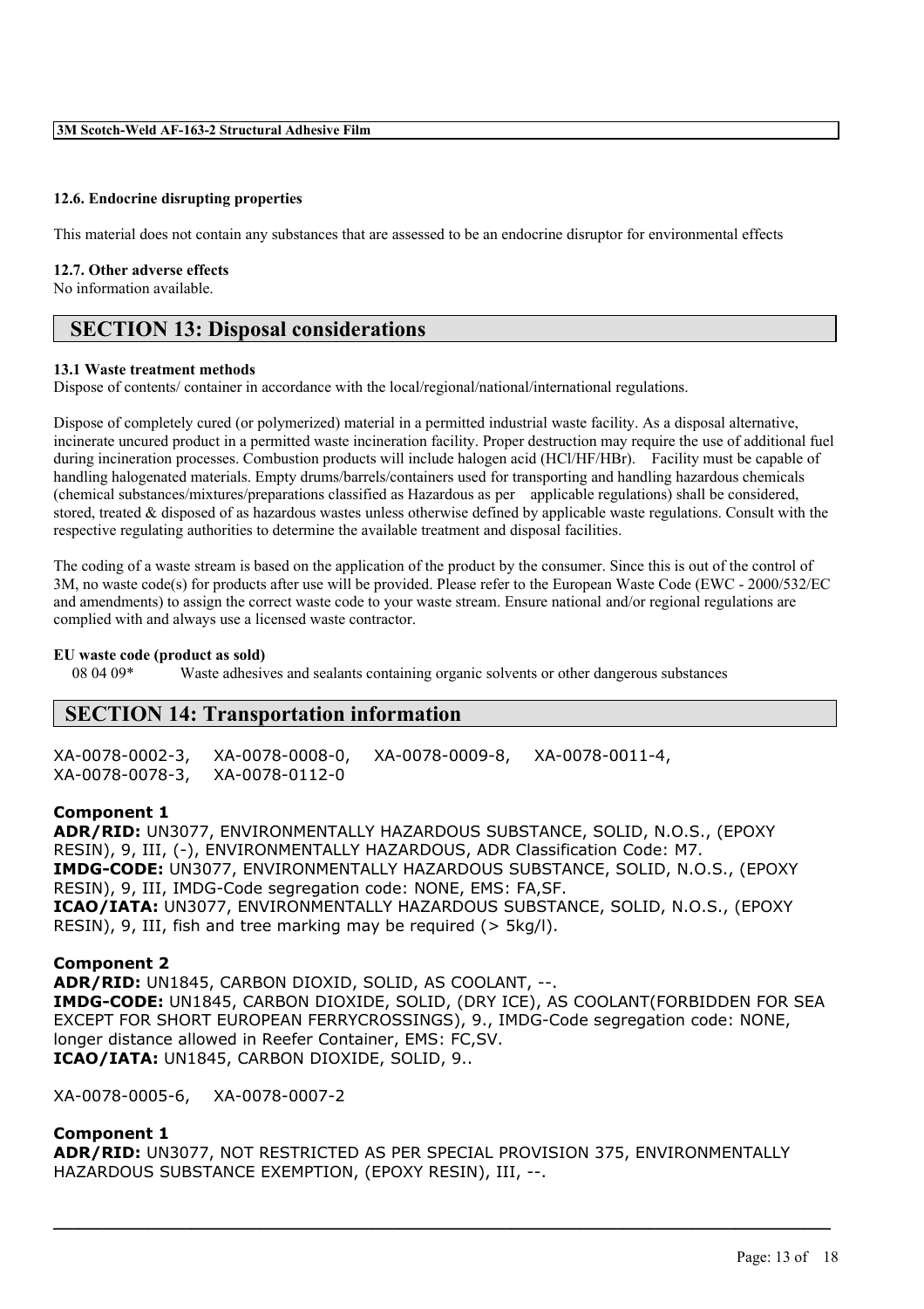#### 12.6. Endocrine disrupting properties

This material does not contain any substances that are assessed to be an endocrine disruptor for environmental effects

#### 12.7. Other adverse effects

No information available.

## SECTION 13: Disposal considerations

#### 13.1 Waste treatment methods

Dispose of contents/ container in accordance with the local/regional/national/international regulations.

Dispose of completely cured (or polymerized) material in a permitted industrial waste facility. As a disposal alternative, incinerate uncured product in a permitted waste incineration facility. Proper destruction may require the use of additional fuel during incineration processes. Combustion products will include halogen acid (HCl/HF/HBr). Facility must be capable of handling halogenated materials. Empty drums/barrels/containers used for transporting and handling hazardous chemicals (chemical substances/mixtures/preparations classified as Hazardous as per applicable regulations) shall be considered, stored, treated & disposed of as hazardous wastes unless otherwise defined by applicable waste regulations. Consult with the respective regulating authorities to determine the available treatment and disposal facilities.

The coding of a waste stream is based on the application of the product by the consumer. Since this is out of the control of 3M, no waste code(s) for products after use will be provided. Please refer to the European Waste Code (EWC - 2000/532/EC and amendments) to assign the correct waste code to your waste stream. Ensure national and/or regional regulations are complied with and always use a licensed waste contractor.

**EU waste code (product as sold)**

08 04 09* Waste adhesives and sealants containing organic solvents or other dangerous substances

## SECTION 14: Transportation information

XA-0078-0002-3, XA-0078-0008-0, XA-0078-0009-8, XA-0078-0011-4, XA-0078-0078-3, XA-0078-0112-0

**Component 1**

**ADR/RID:** UN3077, ENVIRONMENTALLY HAZARDOUS SUBSTANCE, SOLID, N.O.S., (EPOXY RESIN), 9, III, (-), ENVIRONMENTALLY HAZARDOUS, ADR Classification Code: M7.
**IMDG-CODE:** UN3077, ENVIRONMENTALLY HAZARDOUS SUBSTANCE, SOLID, N.O.S., (EPOXY RESIN), 9, III, IMDG-Code segregation code: NONE, EMS: FA,SF.
**ICAO/IATA:** UN3077, ENVIRONMENTALLY HAZARDOUS SUBSTANCE, SOLID, N.O.S., (EPOXY RESIN), 9, III, fish and tree marking may be required (> 5kg/l).

**Component 2**

**ADR/RID:** UN1845, CARBON DIOXID, SOLID, AS COOLANT, --.
**IMDG-CODE:** UN1845, CARBON DIOXIDE, SOLID, (DRY ICE), AS COOLANT(FORBIDDEN FOR SEA EXCEPT FOR SHORT EUROPEAN FERRYCROSSINGS), 9., IMDG-Code segregation code: NONE, longer distance allowed in Reefer Container, EMS: FC,SV.
**ICAO/IATA:** UN1845, CARBON DIOXIDE, SOLID, 9..

XA-0078-0005-6, XA-0078-0007-2

**Component 1**

**ADR/RID:** UN3077, NOT RESTRICTED AS PER SPECIAL PROVISION 375, ENVIRONMENTALLY HAZARDOUS SUBSTANCE EXEMPTION, (EPOXY RESIN), III, --.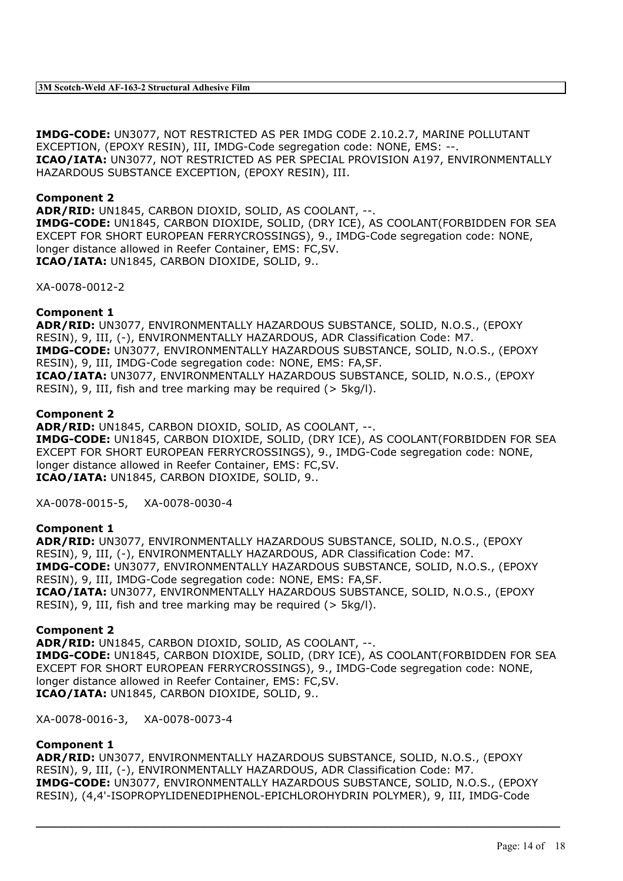**IMDG-CODE:** UN3077, NOT RESTRICTED AS PER IMDG CODE 2.10.2.7, MARINE POLLUTANT EXCEPTION, (EPOXY RESIN), III, IMDG-Code segregation code: NONE, EMS: --.
**ICAO/IATA:** UN3077, NOT RESTRICTED AS PER SPECIAL PROVISION A197, ENVIRONMENTALLY HAZARDOUS SUBSTANCE EXCEPTION, (EPOXY RESIN), III.

**Component 2**
**ADR/RID:** UN1845, CARBON DIOXID, SOLID, AS COOLANT, --.
**IMDG-CODE:** UN1845, CARBON DIOXIDE, SOLID, (DRY ICE), AS COOLANT(FORBIDDEN FOR SEA EXCEPT FOR SHORT EUROPEAN FERRYCROSSINGS), 9., IMDG-Code segregation code: NONE, longer distance allowed in Reefer Container, EMS: FC,SV.
**ICAO/IATA:** UN1845, CARBON DIOXIDE, SOLID, 9..

XA-0078-0012-2

**Component 1**
**ADR/RID:** UN3077, ENVIRONMENTALLY HAZARDOUS SUBSTANCE, SOLID, N.O.S., (EPOXY RESIN), 9, III, (-), ENVIRONMENTALLY HAZARDOUS, ADR Classification Code: M7.
**IMDG-CODE:** UN3077, ENVIRONMENTALLY HAZARDOUS SUBSTANCE, SOLID, N.O.S., (EPOXY RESIN), 9, III, IMDG-Code segregation code: NONE, EMS: FA,SF.
**ICAO/IATA:** UN3077, ENVIRONMENTALLY HAZARDOUS SUBSTANCE, SOLID, N.O.S., (EPOXY RESIN), 9, III, fish and tree marking may be required (> 5kg/l).

**Component 2**
**ADR/RID:** UN1845, CARBON DIOXID, SOLID, AS COOLANT, --.
**IMDG-CODE:** UN1845, CARBON DIOXIDE, SOLID, (DRY ICE), AS COOLANT(FORBIDDEN FOR SEA EXCEPT FOR SHORT EUROPEAN FERRYCROSSINGS), 9., IMDG-Code segregation code: NONE, longer distance allowed in Reefer Container, EMS: FC,SV.
**ICAO/IATA:** UN1845, CARBON DIOXIDE, SOLID, 9..

XA-0078-0015-5, XA-0078-0030-4

**Component 1**
**ADR/RID:** UN3077, ENVIRONMENTALLY HAZARDOUS SUBSTANCE, SOLID, N.O.S., (EPOXY RESIN), 9, III, (-), ENVIRONMENTALLY HAZARDOUS, ADR Classification Code: M7.
**IMDG-CODE:** UN3077, ENVIRONMENTALLY HAZARDOUS SUBSTANCE, SOLID, N.O.S., (EPOXY RESIN), 9, III, IMDG-Code segregation code: NONE, EMS: FA,SF.
**ICAO/IATA:** UN3077, ENVIRONMENTALLY HAZARDOUS SUBSTANCE, SOLID, N.O.S., (EPOXY RESIN), 9, III, fish and tree marking may be required (> 5kg/l).

**Component 2**
**ADR/RID:** UN1845, CARBON DIOXID, SOLID, AS COOLANT, --.
**IMDG-CODE:** UN1845, CARBON DIOXIDE, SOLID, (DRY ICE), AS COOLANT(FORBIDDEN FOR SEA EXCEPT FOR SHORT EUROPEAN FERRYCROSSINGS), 9., IMDG-Code segregation code: NONE, longer distance allowed in Reefer Container, EMS: FC,SV.
**ICAO/IATA:** UN1845, CARBON DIOXIDE, SOLID, 9..

XA-0078-0016-3, XA-0078-0073-4

**Component 1**
**ADR/RID:** UN3077, ENVIRONMENTALLY HAZARDOUS SUBSTANCE, SOLID, N.O.S., (EPOXY RESIN), 9, III, (-), ENVIRONMENTALLY HAZARDOUS, ADR Classification Code: M7.
**IMDG-CODE:** UN3077, ENVIRONMENTALLY HAZARDOUS SUBSTANCE, SOLID, N.O.S., (EPOXY RESIN), (4,4'-ISOPROPYLIDENEDIPHENOL-EPICHLOROHYDRIN POLYMER), 9, III, IMDG-Code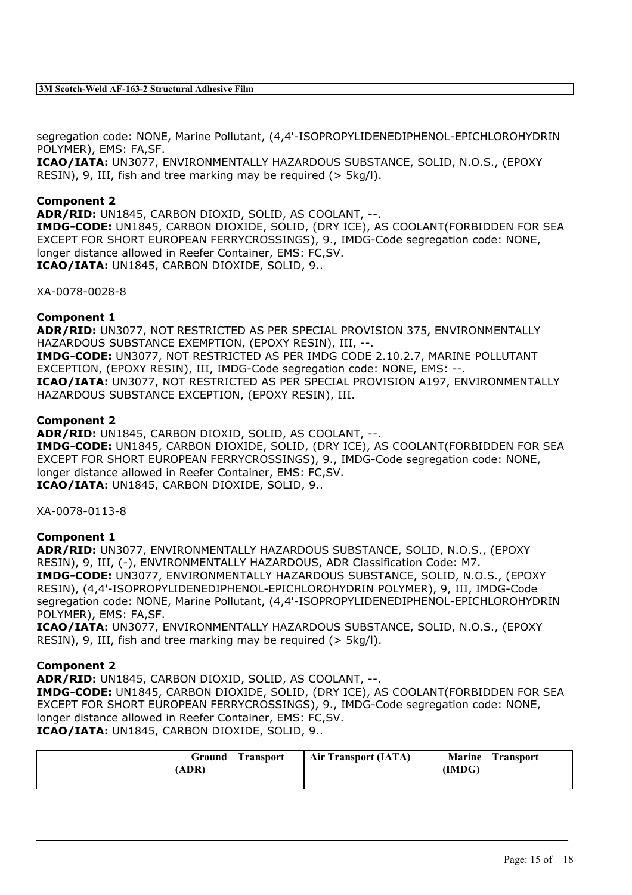segregation code: NONE, Marine Pollutant, (4,4'-ISOPROPYLIDENEDIPHENOL-EPICHLOROHYDRIN POLYMER), EMS: FA,SF.
**ICAO/IATA:** UN3077, ENVIRONMENTALLY HAZARDOUS SUBSTANCE, SOLID, N.O.S., (EPOXY RESIN), 9, III, fish and tree marking may be required (> 5kg/l).

**Component 2**
**ADR/RID:** UN1845, CARBON DIOXID, SOLID, AS COOLANT, --.
**IMDG-CODE:** UN1845, CARBON DIOXIDE, SOLID, (DRY ICE), AS COOLANT(FORBIDDEN FOR SEA EXCEPT FOR SHORT EUROPEAN FERRYCROSSINGS), 9., IMDG-Code segregation code: NONE, longer distance allowed in Reefer Container, EMS: FC,SV.
**ICAO/IATA:** UN1845, CARBON DIOXIDE, SOLID, 9..

XA-0078-0028-8

**Component 1**
**ADR/RID:** UN3077, NOT RESTRICTED AS PER SPECIAL PROVISION 375, ENVIRONMENTALLY HAZARDOUS SUBSTANCE EXEMPTION, (EPOXY RESIN), III, --.
**IMDG-CODE:** UN3077, NOT RESTRICTED AS PER IMDG CODE 2.10.2.7, MARINE POLLUTANT EXCEPTION, (EPOXY RESIN), III, IMDG-Code segregation code: NONE, EMS: --.
**ICAO/IATA:** UN3077, NOT RESTRICTED AS PER SPECIAL PROVISION A197, ENVIRONMENTALLY HAZARDOUS SUBSTANCE EXCEPTION, (EPOXY RESIN), III.

**Component 2**
**ADR/RID:** UN1845, CARBON DIOXID, SOLID, AS COOLANT, --.
**IMDG-CODE:** UN1845, CARBON DIOXIDE, SOLID, (DRY ICE), AS COOLANT(FORBIDDEN FOR SEA EXCEPT FOR SHORT EUROPEAN FERRYCROSSINGS), 9., IMDG-Code segregation code: NONE, longer distance allowed in Reefer Container, EMS: FC,SV.
**ICAO/IATA:** UN1845, CARBON DIOXIDE, SOLID, 9..

XA-0078-0113-8

**Component 1**
**ADR/RID:** UN3077, ENVIRONMENTALLY HAZARDOUS SUBSTANCE, SOLID, N.O.S., (EPOXY RESIN), 9, III, (-), ENVIRONMENTALLY HAZARDOUS, ADR Classification Code: M7.
**IMDG-CODE:** UN3077, ENVIRONMENTALLY HAZARDOUS SUBSTANCE, SOLID, N.O.S., (EPOXY RESIN), (4,4'-ISOPROPYLIDENEDIPHENOL-EPICHLOROHYDRIN POLYMER), 9, III, IMDG-Code segregation code: NONE, Marine Pollutant, (4,4'-ISOPROPYLIDENEDIPHENOL-EPICHLOROHYDRIN POLYMER), EMS: FA,SF.
**ICAO/IATA:** UN3077, ENVIRONMENTALLY HAZARDOUS SUBSTANCE, SOLID, N.O.S., (EPOXY RESIN), 9, III, fish and tree marking may be required (> 5kg/l).

**Component 2**
**ADR/RID:** UN1845, CARBON DIOXID, SOLID, AS COOLANT, --.
**IMDG-CODE:** UN1845, CARBON DIOXIDE, SOLID, (DRY ICE), AS COOLANT(FORBIDDEN FOR SEA EXCEPT FOR SHORT EUROPEAN FERRYCROSSINGS), 9., IMDG-Code segregation code: NONE, longer distance allowed in Reefer Container, EMS: FC,SV.
**ICAO/IATA:** UN1845, CARBON DIOXIDE, SOLID, 9..

| | Ground Transport (ADR) | Air Transport (IATA) | Marine Transport (IMDG) |
|---|---|---|---|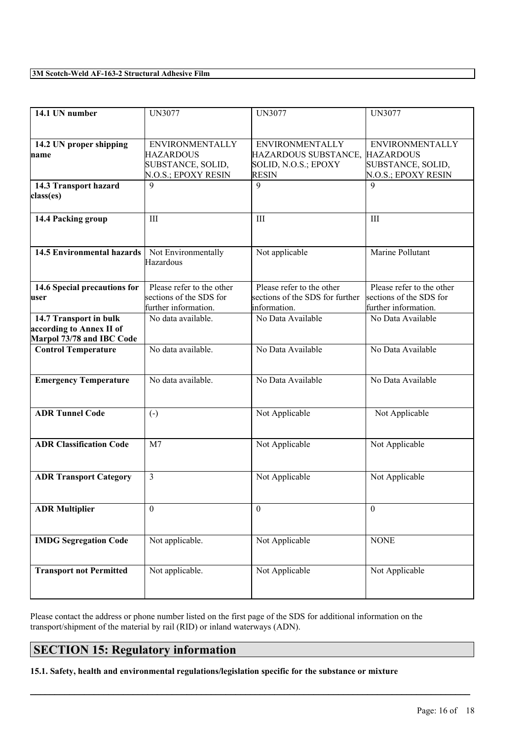| 14.1 UN number | UN3077 | UN3077 | UN3077 |
| --- | --- | --- | --- |
| 14.2 UN proper shipping name | ENVIRONMENTALLY HAZARDOUS SUBSTANCE, SOLID, N.O.S.; EPOXY RESIN | ENVIRONMENTALLY HAZARDOUS SUBSTANCE, SOLID, N.O.S.; EPOXY RESIN | ENVIRONMENTALLY HAZARDOUS SUBSTANCE, SOLID, N.O.S.; EPOXY RESIN |
| 14.3 Transport hazard class(es) | 9 | 9 | 9 |
| 14.4 Packing group | III | III | III |
| 14.5 Environmental hazards | Not Environmentally Hazardous | Not applicable | Marine Pollutant |
| 14.6 Special precautions for user | Please refer to the other sections of the SDS for further information. | Please refer to the other sections of the SDS for further information. | Please refer to the other sections of the SDS for further information. |
| 14.7 Transport in bulk according to Annex II of Marpol 73/78 and IBC Code | No data available. | No Data Available | No Data Available |
| Control Temperature | No data available. | No Data Available | No Data Available |
| Emergency Temperature | No data available. | No Data Available | No Data Available |
| ADR Tunnel Code | (-) | Not Applicable | Not Applicable |
| ADR Classification Code | M7 | Not Applicable | Not Applicable |
| ADR Transport Category | 3 | Not Applicable | Not Applicable |
| ADR Multiplier | 0 | 0 | 0 |
| IMDG Segregation Code | Not applicable. | Not Applicable | NONE |
| Transport not Permitted | Not applicable. | Not Applicable | Not Applicable |

Please contact the address or phone number listed on the first page of the SDS for additional information on the transport/shipment of the material by rail (RID) or inland waterways (ADN).

## SECTION 15: Regulatory information

**15.1. Safety, health and environmental regulations/legislation specific for the substance or mixture**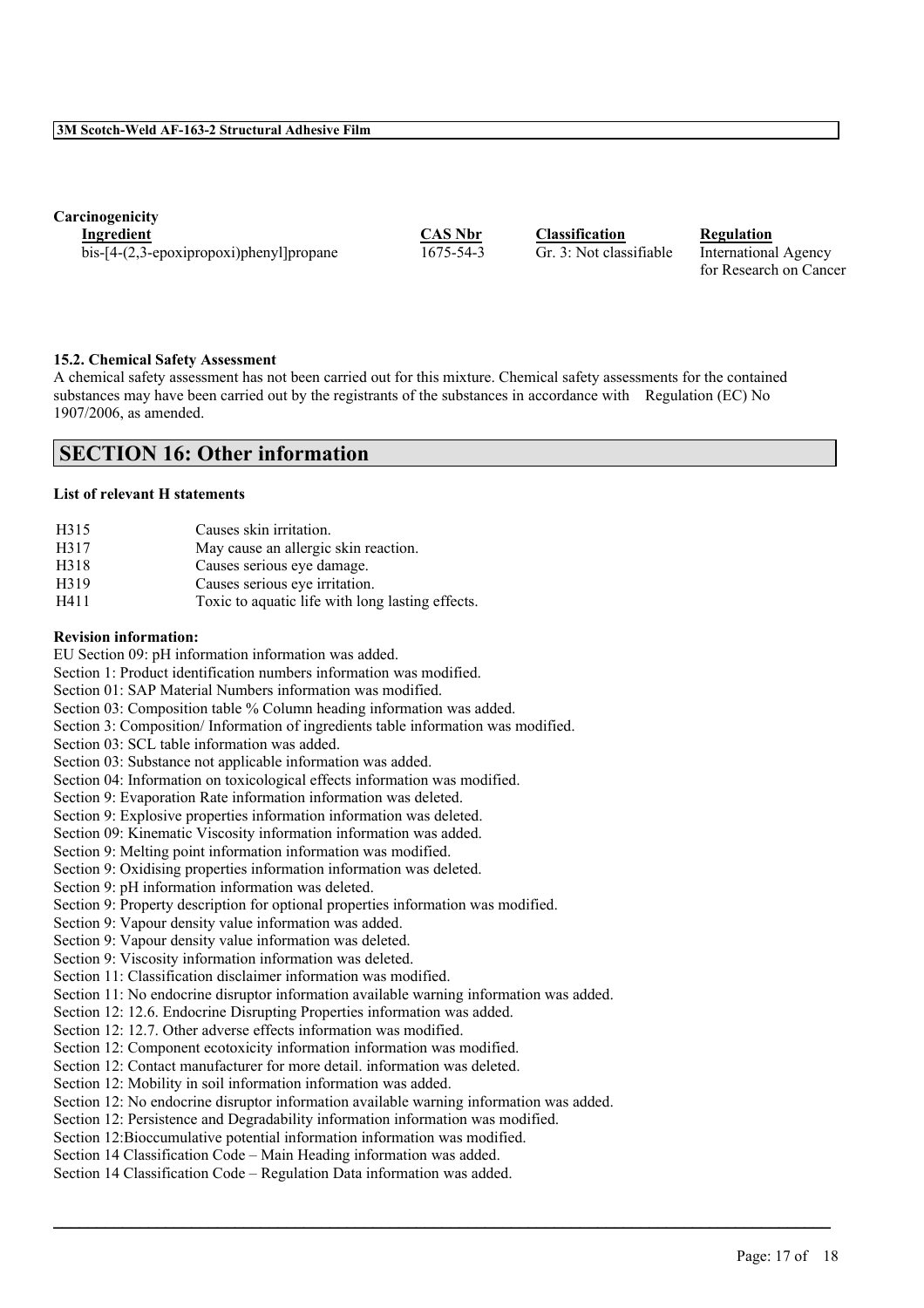**Carcinogenicity**

| Ingredient | CAS Nbr | Classification | Regulation |
| --- | --- | --- | --- |
| bis-[4-(2,3-epoxipropoxi)phenyl]propane | 1675-54-3 | Gr. 3: Not classifiable | International Agency for Research on Cancer |

**15.2. Chemical Safety Assessment**

A chemical safety assessment has not been carried out for this mixture. Chemical safety assessments for the contained substances may have been carried out by the registrants of the substances in accordance with Regulation (EC) No 1907/2006, as amended.

## SECTION 16: Other information

**List of relevant H statements**

| | |
| --- | --- |
| H315 | Causes skin irritation. |
| H317 | May cause an allergic skin reaction. |
| H318 | Causes serious eye damage. |
| H319 | Causes serious eye irritation. |
| H411 | Toxic to aquatic life with long lasting effects. |

**Revision information:**

EU Section 09: pH information information was added.
Section 1: Product identification numbers information was modified.
Section 01: SAP Material Numbers information was modified.
Section 03: Composition table % Column heading information was added.
Section 3: Composition/ Information of ingredients table information was modified.
Section 03: SCL table information was added.
Section 03: Substance not applicable information was added.
Section 04: Information on toxicological effects information was modified.
Section 9: Evaporation Rate information information was deleted.
Section 9: Explosive properties information information was deleted.
Section 09: Kinematic Viscosity information information was added.
Section 9: Melting point information information was modified.
Section 9: Oxidising properties information information was deleted.
Section 9: pH information information was deleted.
Section 9: Property description for optional properties information was modified.
Section 9: Vapour density value information was added.
Section 9: Vapour density value information was deleted.
Section 9: Viscosity information information was deleted.
Section 11: Classification disclaimer information was modified.
Section 11: No endocrine disruptor information available warning information was added.
Section 12: 12.6. Endocrine Disrupting Properties information was added.
Section 12: 12.7. Other adverse effects information was modified.
Section 12: Component ecotoxicity information information was modified.
Section 12: Contact manufacturer for more detail. information was deleted.
Section 12: Mobility in soil information information was added.
Section 12: No endocrine disruptor information available warning information was added.
Section 12: Persistence and Degradability information information was modified.
Section 12:Bioccumulative potential information information was modified.
Section 14 Classification Code – Main Heading information was added.
Section 14 Classification Code – Regulation Data information was added.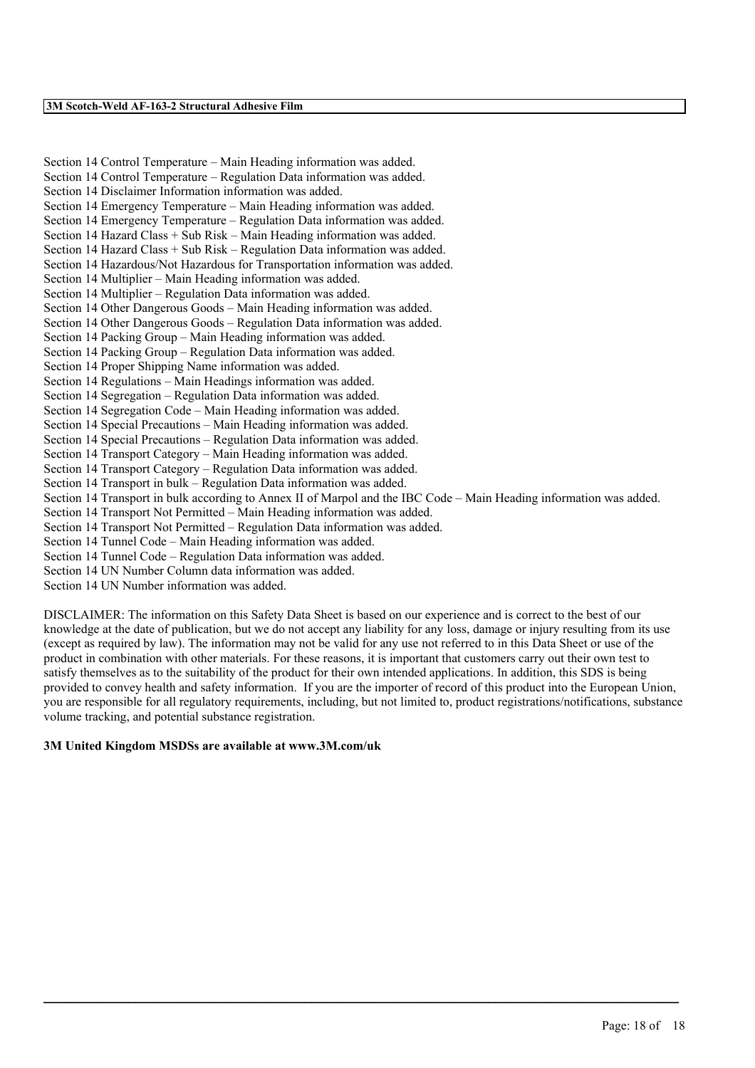Section 14 Control Temperature – Main Heading information was added.
Section 14 Control Temperature – Regulation Data information was added.
Section 14 Disclaimer Information information was added.
Section 14 Emergency Temperature – Main Heading information was added.
Section 14 Emergency Temperature – Regulation Data information was added.
Section 14 Hazard Class + Sub Risk – Main Heading information was added.
Section 14 Hazard Class + Sub Risk – Regulation Data information was added.
Section 14 Hazardous/Not Hazardous for Transportation information was added.
Section 14 Multiplier – Main Heading information was added.
Section 14 Multiplier – Regulation Data information was added.
Section 14 Other Dangerous Goods – Main Heading information was added.
Section 14 Other Dangerous Goods – Regulation Data information was added.
Section 14 Packing Group – Main Heading information was added.
Section 14 Packing Group – Regulation Data information was added.
Section 14 Proper Shipping Name information was added.
Section 14 Regulations – Main Headings information was added.
Section 14 Segregation – Regulation Data information was added.
Section 14 Segregation Code – Main Heading information was added.
Section 14 Special Precautions – Main Heading information was added.
Section 14 Special Precautions – Regulation Data information was added.
Section 14 Transport Category – Main Heading information was added.
Section 14 Transport Category – Regulation Data information was added.
Section 14 Transport in bulk – Regulation Data information was added.
Section 14 Transport in bulk according to Annex II of Marpol and the IBC Code – Main Heading information was added.
Section 14 Transport Not Permitted – Main Heading information was added.
Section 14 Transport Not Permitted – Regulation Data information was added.
Section 14 Tunnel Code – Main Heading information was added.
Section 14 Tunnel Code – Regulation Data information was added.
Section 14 UN Number Column data information was added.
Section 14 UN Number information was added.

DISCLAIMER: The information on this Safety Data Sheet is based on our experience and is correct to the best of our knowledge at the date of publication, but we do not accept any liability for any loss, damage or injury resulting from its use (except as required by law). The information may not be valid for any use not referred to in this Data Sheet or use of the product in combination with other materials. For these reasons, it is important that customers carry out their own test to satisfy themselves as to the suitability of the product for their own intended applications. In addition, this SDS is being provided to convey health and safety information. If you are the importer of record of this product into the European Union, you are responsible for all regulatory requirements, including, but not limited to, product registrations/notifications, substance volume tracking, and potential substance registration.

**3M United Kingdom MSDSs are available at www.3M.com/uk**